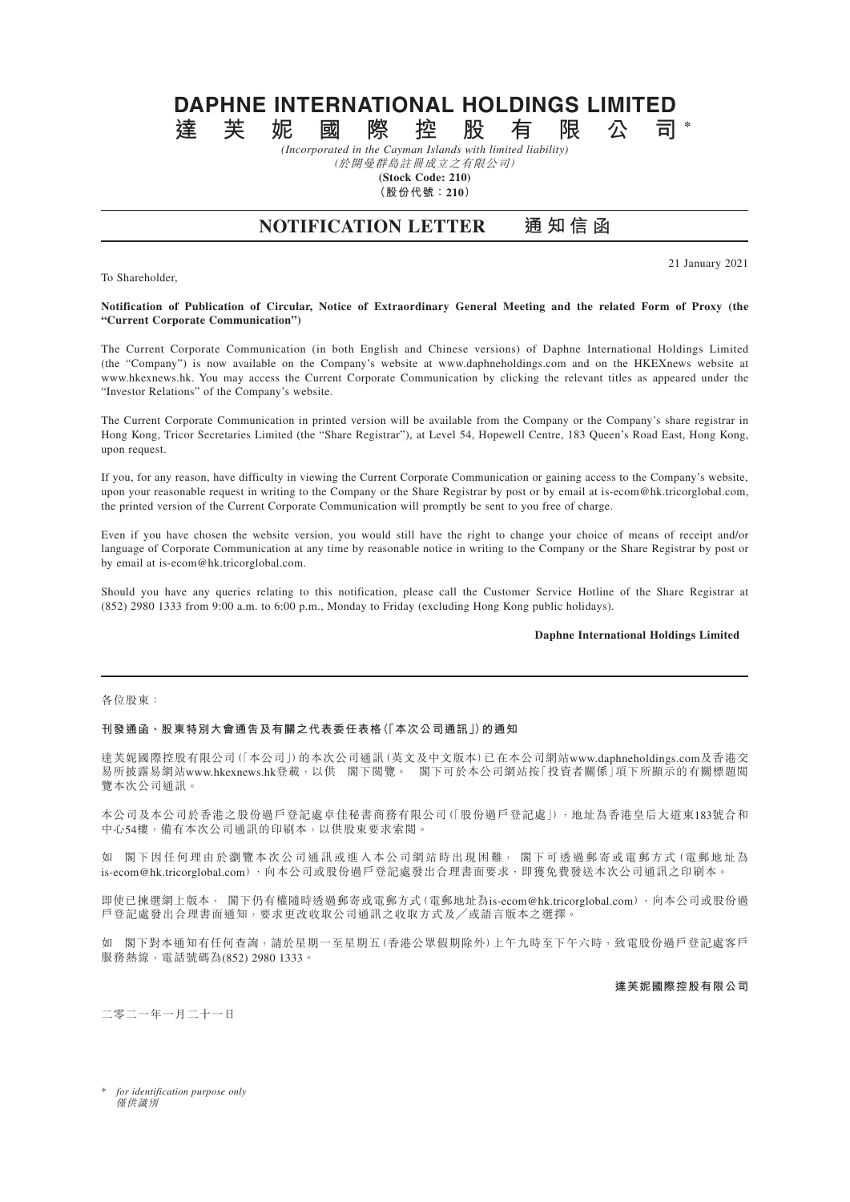# DAPHNE INTERNATIONAL HOLDINGS LIMITED

# 達 芙 妮 國 際 控 股 有 限 公 司*

*(Incorporated in the Cayman Islands with limited liability)*

*(於開曼群島註冊成立之有限公司)*

**(Stock Code: 210)**

**(股份代號：210)**

## NOTIFICATION LETTER 通知信函

21 January 2021

To Shareholder,

**Notification of Publication of Circular, Notice of Extraordinary General Meeting and the related Form of Proxy (the "Current Corporate Communication")**

The Current Corporate Communication (in both English and Chinese versions) of Daphne International Holdings Limited (the "Company") is now available on the Company's website at www.daphneholdings.com and on the HKEXnews website at www.hkexnews.hk. You may access the Current Corporate Communication by clicking the relevant titles as appeared under the "Investor Relations" of the Company's website.

The Current Corporate Communication in printed version will be available from the Company or the Company's share registrar in Hong Kong, Tricor Secretaries Limited (the "Share Registrar"), at Level 54, Hopewell Centre, 183 Queen's Road East, Hong Kong, upon request.

If you, for any reason, have difficulty in viewing the Current Corporate Communication or gaining access to the Company's website, upon your reasonable request in writing to the Company or the Share Registrar by post or by email at is-ecom@hk.tricorglobal.com, the printed version of the Current Corporate Communication will promptly be sent to you free of charge.

Even if you have chosen the website version, you would still have the right to change your choice of means of receipt and/or language of Corporate Communication at any time by reasonable notice in writing to the Company or the Share Registrar by post or by email at is-ecom@hk.tricorglobal.com.

Should you have any queries relating to this notification, please call the Customer Service Hotline of the Share Registrar at (852) 2980 1333 from 9:00 a.m. to 6:00 p.m., Monday to Friday (excluding Hong Kong public holidays).

**Daphne International Holdings Limited**

---

各位股東：

**刊發通函、股東特別大會通告及有關之代表委任表格(「本次公司通訊」)的通知**

達芙妮國際控股有限公司(「本公司」)的本次公司通訊(英文及中文版本)已在本公司網站www.daphneholdings.com及香港交易所披露易網站www.hkexnews.hk登載，以供 閣下閱覽。 閣下可於本公司網站按「投資者關係」項下所顯示的有關標題閱覽本次公司通訊。

本公司及本公司於香港之股份過戶登記處卓佳秘書商務有限公司(「股份過戶登記處」)，地址為香港皇后大道東183號合和中心54樓，備有本次公司通訊的印刷本，以供股東要求索閱。

如 閣下因任何理由於瀏覽本次公司通訊或進入本公司網站時出現困難， 閣下可透過郵寄或電郵方式(電郵地址為is-ecom@hk.tricorglobal.com)，向本公司或股份過戶登記處發出合理書面要求，即獲免費發送本次公司通訊之印刷本。

即使已揀選網上版本， 閣下仍有權隨時透過郵寄或電郵方式(電郵地址為is-ecom@hk.tricorglobal.com)，向本公司或股份過戶登記處發出合理書面通知，要求更改收取公司通訊之收取方式及／或語言版本之選擇。

如 閣下對本通知有任何查詢，請於星期一至星期五(香港公眾假期除外)上午九時至下午六時，致電股份過戶登記處客戶服務熱線，電話號碼為(852) 2980 1333。

**達芙妮國際控股有限公司**

二零二一年一月二十一日

\* *for identification purpose only*
*僅供識別*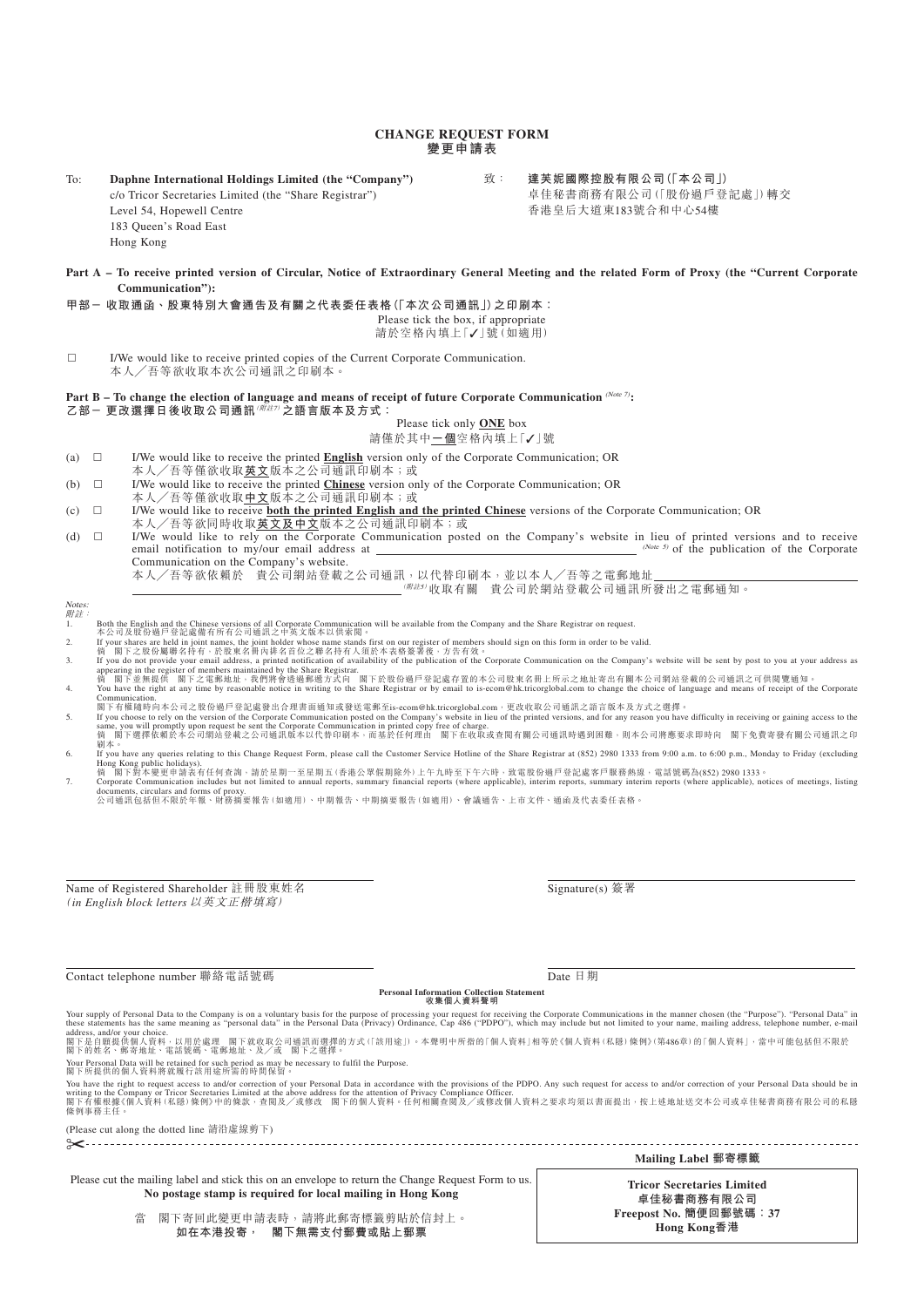# CHANGE REQUEST FORM
# 變更申請表

To: **Daphne International Holdings Limited (the "Company")**
c/o Tricor Secretaries Limited (the "Share Registrar")
Level 54, Hopewell Centre
183 Queen's Road East
Hong Kong

致：**達芙妮國際控股有限公司(「本公司」)**
卓佳秘書商務有限公司(「股份過戶登記處」)轉交
香港皇后大道東183號合和中心54樓

**Part A – To receive printed version of Circular, Notice of Extraordinary General Meeting and the related Form of Proxy (the "Current Corporate Communication"):**
**甲部－ 收取通函、股東特別大會通告及有關之代表委任表格(「本次公司通訊」)之印刷本：**

Please tick the box, if appropriate
請於空格內填上「✓」號(如適用)

☐ I/We would like to receive printed copies of the Current Corporate Communication.
本人╱吾等欲收取本次公司通訊之印刷本。

**Part B – To change the election of language and means of receipt of future Corporate Communication** *(Note 7)*:
**乙部－ 更改選擇日後收取公司通訊** *(附註7)* **之語言版本及方式：**

Please tick only **ONE** box
請僅於其中**一個**空格內填上「✓」號

(a) ☐ I/We would like to receive the printed **English** version only of the Corporate Communication; OR
本人╱吾等僅欲收取**英文**版本之公司通訊印刷本；或

(b) ☐ I/We would like to receive the printed **Chinese** version only of the Corporate Communication; OR
本人╱吾等僅欲收取**中文**版本之公司通訊印刷本；或

(c) ☐ I/We would like to receive **both the printed English and the printed Chinese** versions of the Corporate Communication; OR
本人╱吾等欲同時收取**英文及中文**版本之公司通訊印刷本；或

(d) ☐ I/We would like to rely on the Corporate Communication posted on the Company's website in lieu of printed versions and to receive email notification to my/our email address at ______________ *(Note 5)* of the publication of the Corporate Communication on the Company's website.
本人╱吾等欲依賴於 貴公司網站登載之公司通訊，以代替印刷本，並以本人╱吾等之電郵地址______________ *(附註5)* 收取有關 貴公司於網站登載公司通訊所發出之電郵通知。

*Notes:*
*附註：*

1. Both the English and the Chinese versions of all Corporate Communication will be available from the Company and the Share Registrar on request.
本公司及股份過戶登記處備有所有公司通訊之中英文版本以供索閱。
2. If your shares are held in joint names, the joint holder whose name stands first on our register of members should sign on this form in order to be valid.
倘 閣下之股份屬聯名持有，於股東名冊內排名首位之聯名持有人須於本表格簽署後，方告有效。
3. If you do not provide your email address, a printed notification of availability of the publication of the Corporate Communication on the Company's website will be sent by post to you at your address as appearing in the register of members maintained by the Share Registrar.
倘 閣下並無提供 閣下之電郵地址，我們將會透過郵遞方式向 閣下於股份過戶登記處存置的本公司股東名冊上所示之地址寄出有關本公司網站登載的公司通訊之可供閱覽通知。
4. You have the right at any time by reasonable notice in writing to the Share Registrar or by email to is-ecom@hk.tricorglobal.com to change the choice of language and means of receipt of the Corporate Communication.
閣下有權隨時向本公司之股份過戶登記處發出合理書面通知或發送電郵至is-ecom@hk.tricorglobal.com，更改收取公司通訊之語言版本及方式之選擇。
5. If you choose to rely on the version of the Corporate Communication posted on the Company's website in lieu of the printed versions, and for any reason you have difficulty in receiving or gaining access to the same, you will promptly upon request be sent the Corporate Communication in printed copy free of charge.
倘 閣下選擇依賴於本公司網站登載之公司通訊版本以代替印刷本，而基於任何理由 閣下在收取或查閱有關公司通訊時遇到困難，則本公司將應要求即時向 閣下免費寄發有關公司通訊之印刷本。
6. If you have any queries relating to this Change Request Form, please call the Customer Service Hotline of the Share Registrar at (852) 2980 1333 from 9:00 a.m. to 6:00 p.m., Monday to Friday (excluding Hong Kong public holidays).
倘 閣下對本變更申請表有任何查詢，請於星期一至星期五(香港公眾假期除外)上午九時至下午六時，致電股份過戶登記處客戶服務熱線，電話號碼為(852) 2980 1333。
7. Corporate Communication includes but not limited to annual reports, summary financial reports (where applicable), interim reports, summary interim reports (where applicable), notices of meetings, listing documents, circulars and forms of proxy.
公司通訊包括但不限於年報、財務摘要報告(如適用)、中期報告、中期摘要報告(如適用)、會議通告、上市文件、通函及代表委任表格。

Name of Registered Shareholder 註冊股東姓名
*(in English block letters 以英文正楷填寫)*

Signature(s) 簽署

Contact telephone number 聯絡電話號碼

Date 日期

**Personal Information Collection Statement**
**收集個人資料聲明**

Your supply of Personal Data to the Company is on a voluntary basis for the purpose of processing your request for receiving the Corporate Communications in the manner chosen (the "Purpose"). "Personal Data" in these statements has the same meaning as "personal data" in the Personal Data (Privacy) Ordinance, Cap 486 ("PDPO"), which may include but not limited to your name, mailing address, telephone number, e-mail address, and/or your choice.
閣下是自願提供個人資料，以用於處理 閣下就收取公司通訊而選擇的方式(「該用途」)。本聲明中所指的「個人資料」相等於《個人資料(私隱)條例》(第486章)的「個人資料」，當中可能包括但不限於閣下的姓名、郵寄地址、電話號碼、電郵地址、及╱或 閣下之選擇。

Your Personal Data will be retained for such period as may be necessary to fulfil the Purpose.
閣下所提供的個人資料將就履行該用途所需的時間保留。

You have the right to request access to and/or correction of your Personal Data in accordance with the provisions of the PDPO. Any such request for access to and/or correction of your Personal Data should be in writing to the Company or Tricor Secretaries Limited at the above address for the attention of Privacy Compliance Officer.
閣下有權根據《個人資料(私隱)條例》中的條款，查閱及╱或修改 閣下的個人資料。任何相關查閱及╱或修改個人資料之要求均須以書面提出，按上述地址送交本公司或卓佳秘書商務有限公司的私隱條例事務主任。

(Please cut along the dotted line 請沿虛線剪下)

Please cut the mailing label and stick this on an envelope to return the Change Request Form to us.
**No postage stamp is required for local mailing in Hong Kong**

當 閣下寄回此變更申請表時，請將此郵寄標籤剪貼於信封上。
**如在本港投寄， 閣下無需支付郵費或貼上郵票**

**Mailing Label 郵寄標籤**

**Tricor Secretaries Limited**
**卓佳秘書商務有限公司**
**Freepost No. 簡便回郵號碼：37**
**Hong Kong香港**